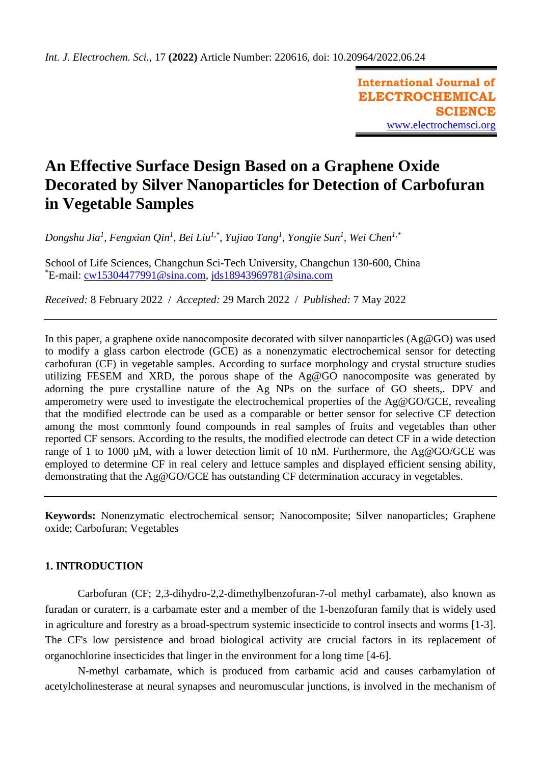*Int. J. Electrochem. Sci.*, 17 **(2022)** Article Number: 220616, doi: 10.20964/2022.06.24

**International Journal of ELECTROCHEMICAL SCIENCE**
www.electrochemsci.org

# An Effective Surface Design Based on a Graphene Oxide Decorated by Silver Nanoparticles for Detection of Carbofuran in Vegetable Samples

*Dongshu Jia[1], Fengxian Qin[1], Bei Liu[1,*], Yujiao Tang[1], Yongjie Sun[1], Wei Chen[1,*]*

School of Life Sciences, Changchun Sci-Tech University, Changchun 130-600, China
[*]E-mail: cw15304477991@sina.com, jds18943969781@sina.com

*Received:* 8 February 2022 / *Accepted:* 29 March 2022 / *Published:* 7 May 2022

---

In this paper, a graphene oxide nanocomposite decorated with silver nanoparticles (Ag@GO) was used to modify a glass carbon electrode (GCE) as a nonenzymatic electrochemical sensor for detecting carbofuran (CF) in vegetable samples. According to surface morphology and crystal structure studies utilizing FESEM and XRD, the porous shape of the Ag@GO nanocomposite was generated by adorning the pure crystalline nature of the Ag NPs on the surface of GO sheets,. DPV and amperometry were used to investigate the electrochemical properties of the Ag@GO/GCE, revealing that the modified electrode can be used as a comparable or better sensor for selective CF detection among the most commonly found compounds in real samples of fruits and vegetables than other reported CF sensors. According to the results, the modified electrode can detect CF in a wide detection range of 1 to 1000 µM, with a lower detection limit of 10 nM. Furthermore, the Ag@GO/GCE was employed to determine CF in real celery and lettuce samples and displayed efficient sensing ability, demonstrating that the Ag@GO/GCE has outstanding CF determination accuracy in vegetables.

---

**Keywords:** Nonenzymatic electrochemical sensor; Nanocomposite; Silver nanoparticles; Graphene oxide; Carbofuran; Vegetables

## 1. INTRODUCTION

Carbofuran (CF; 2,3-dihydro-2,2-dimethylbenzofuran-7-ol methyl carbamate), also known as furadan or curaterr, is a carbamate ester and a member of the 1-benzofuran family that is widely used in agriculture and forestry as a broad-spectrum systemic insecticide to control insects and worms [1-3]. The CF's low persistence and broad biological activity are crucial factors in its replacement of organochlorine insecticides that linger in the environment for a long time [4-6].

N-methyl carbamate, which is produced from carbamic acid and causes carbamylation of acetylcholinesterase at neural synapses and neuromuscular junctions, is involved in the mechanism of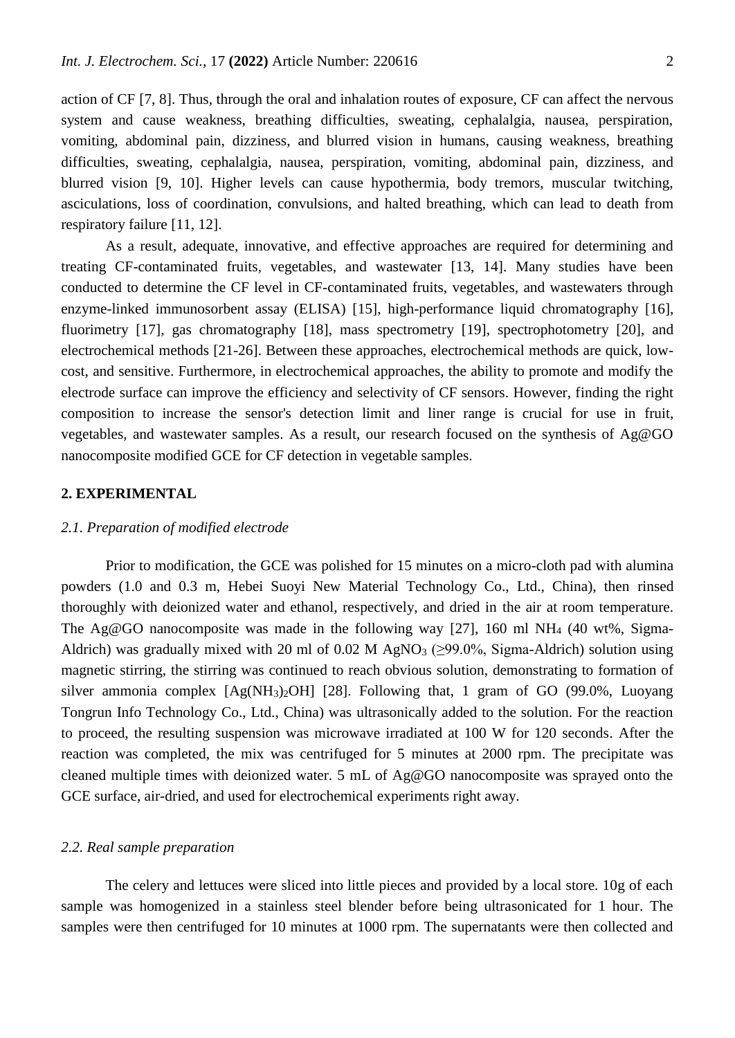action of CF [7, 8]. Thus, through the oral and inhalation routes of exposure, CF can affect the nervous system and cause weakness, breathing difficulties, sweating, cephalalgia, nausea, perspiration, vomiting, abdominal pain, dizziness, and blurred vision in humans, causing weakness, breathing difficulties, sweating, cephalalgia, nausea, perspiration, vomiting, abdominal pain, dizziness, and blurred vision [9, 10]. Higher levels can cause hypothermia, body tremors, muscular twitching, asciculations, loss of coordination, convulsions, and halted breathing, which can lead to death from respiratory failure [11, 12].

As a result, adequate, innovative, and effective approaches are required for determining and treating CF-contaminated fruits, vegetables, and wastewater [13, 14]. Many studies have been conducted to determine the CF level in CF-contaminated fruits, vegetables, and wastewaters through enzyme-linked immunosorbent assay (ELISA) [15], high-performance liquid chromatography [16], fluorimetry [17], gas chromatography [18], mass spectrometry [19], spectrophotometry [20], and electrochemical methods [21-26]. Between these approaches, electrochemical methods are quick, low-cost, and sensitive. Furthermore, in electrochemical approaches, the ability to promote and modify the electrode surface can improve the efficiency and selectivity of CF sensors. However, finding the right composition to increase the sensor's detection limit and liner range is crucial for use in fruit, vegetables, and wastewater samples. As a result, our research focused on the synthesis of Ag@GO nanocomposite modified GCE for CF detection in vegetable samples.

## 2. EXPERIMENTAL

### *2.1. Preparation of modified electrode*

Prior to modification, the GCE was polished for 15 minutes on a micro-cloth pad with alumina powders (1.0 and 0.3 m, Hebei Suoyi New Material Technology Co., Ltd., China), then rinsed thoroughly with deionized water and ethanol, respectively, and dried in the air at room temperature. The Ag@GO nanocomposite was made in the following way [27], 160 ml $NH_4$ (40 wt%, Sigma-Aldrich) was gradually mixed with 20 ml of 0.02 M $AgNO_3$ (≥99.0%, Sigma-Aldrich) solution using magnetic stirring, the stirring was continued to reach obvious solution, demonstrating to formation of silver ammonia complex $[Ag(NH_3)_2OH]$ [28]. Following that, 1 gram of GO (99.0%, Luoyang Tongrun Info Technology Co., Ltd., China) was ultrasonically added to the solution. For the reaction to proceed, the resulting suspension was microwave irradiated at 100 W for 120 seconds. After the reaction was completed, the mix was centrifuged for 5 minutes at 2000 rpm. The precipitate was cleaned multiple times with deionized water. 5 mL of Ag@GO nanocomposite was sprayed onto the GCE surface, air-dried, and used for electrochemical experiments right away.

### *2.2. Real sample preparation*

The celery and lettuces were sliced into little pieces and provided by a local store. 10g of each sample was homogenized in a stainless steel blender before being ultrasonicated for 1 hour. The samples were then centrifuged for 10 minutes at 1000 rpm. The supernatants were then collected and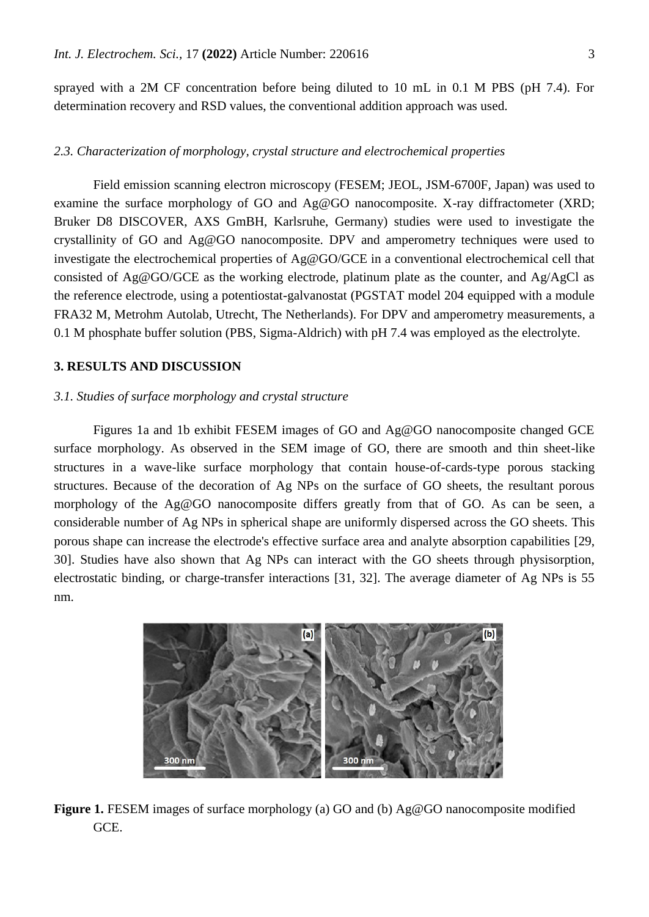sprayed with a 2M CF concentration before being diluted to 10 mL in 0.1 M PBS (pH 7.4). For determination recovery and RSD values, the conventional addition approach was used.

### *2.3. Characterization of morphology, crystal structure and electrochemical properties*

Field emission scanning electron microscopy (FESEM; JEOL, JSM-6700F, Japan) was used to examine the surface morphology of GO and Ag@GO nanocomposite. X-ray diffractometer (XRD; Bruker D8 DISCOVER, AXS GmBH, Karlsruhe, Germany) studies were used to investigate the crystallinity of GO and Ag@GO nanocomposite. DPV and amperometry techniques were used to investigate the electrochemical properties of Ag@GO/GCE in a conventional electrochemical cell that consisted of Ag@GO/GCE as the working electrode, platinum plate as the counter, and Ag/AgCl as the reference electrode, using a potentiostat-galvanostat (PGSTAT model 204 equipped with a module FRA32 M, Metrohm Autolab, Utrecht, The Netherlands). For DPV and amperometry measurements, a 0.1 M phosphate buffer solution (PBS, Sigma-Aldrich) with pH 7.4 was employed as the electrolyte.

## **3. RESULTS AND DISCUSSION**

### *3.1. Studies of surface morphology and crystal structure*

Figures 1a and 1b exhibit FESEM images of GO and Ag@GO nanocomposite changed GCE surface morphology. As observed in the SEM image of GO, there are smooth and thin sheet-like structures in a wave-like surface morphology that contain house-of-cards-type porous stacking structures. Because of the decoration of Ag NPs on the surface of GO sheets, the resultant porous morphology of the Ag@GO nanocomposite differs greatly from that of GO. As can be seen, a considerable number of Ag NPs in spherical shape are uniformly dispersed across the GO sheets. This porous shape can increase the electrode's effective surface area and analyte absorption capabilities [29, 30]. Studies have also shown that Ag NPs can interact with the GO sheets through physisorption, electrostatic binding, or charge-transfer interactions [31, 32]. The average diameter of Ag NPs is 55 nm.

**Figure 1.** FESEM images of surface morphology (a) GO and (b) Ag@GO nanocomposite modified GCE.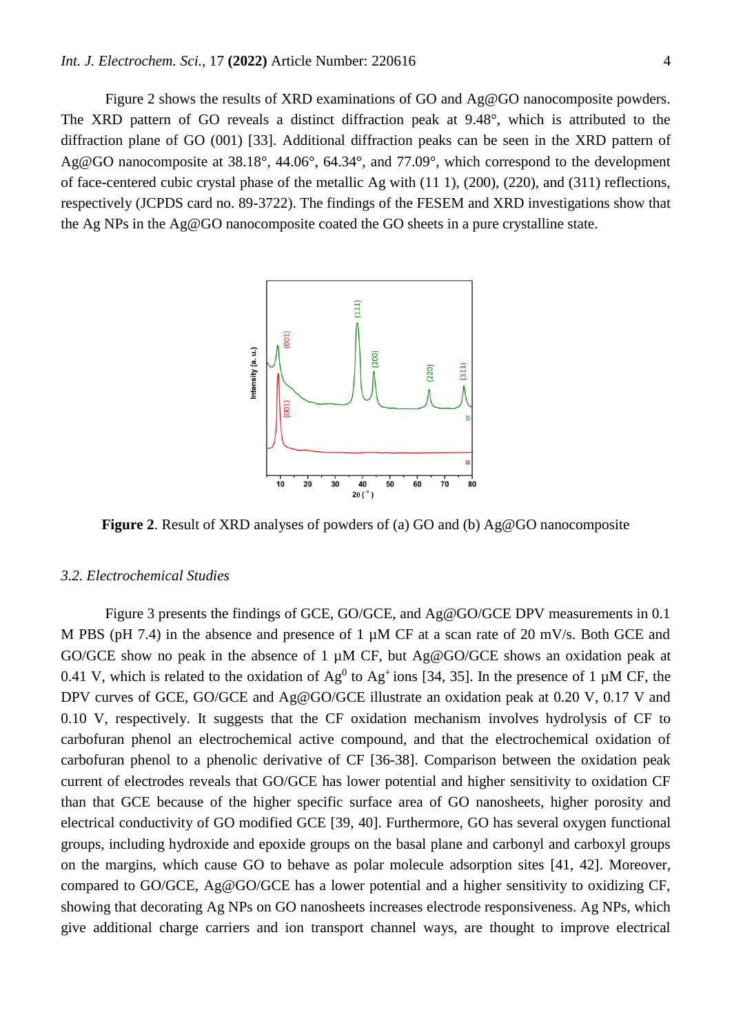Figure 2 shows the results of XRD examinations of GO and Ag@GO nanocomposite powders. The XRD pattern of GO reveals a distinct diffraction peak at 9.48°, which is attributed to the diffraction plane of GO (001) [33]. Additional diffraction peaks can be seen in the XRD pattern of Ag@GO nanocomposite at 38.18°, 44.06°, 64.34°, and 77.09°, which correspond to the development of face-centered cubic crystal phase of the metallic Ag with (11 1), (200), (220), and (311) reflections, respectively (JCPDS card no. 89-3722). The findings of the FESEM and XRD investigations show that the Ag NPs in the Ag@GO nanocomposite coated the GO sheets in a pure crystalline state.

**Figure 2**. Result of XRD analyses of powders of (a) GO and (b) Ag@GO nanocomposite

### *3.2. Electrochemical Studies*

Figure 3 presents the findings of GCE, GO/GCE, and Ag@GO/GCE DPV measurements in 0.1 M PBS (pH 7.4) in the absence and presence of 1 µM CF at a scan rate of 20 mV/s. Both GCE and GO/GCE show no peak in the absence of 1 µM CF, but Ag@GO/GCE shows an oxidation peak at 0.41 V, which is related to the oxidation of $Ag^0$ to $Ag^+$ ions [34, 35]. In the presence of 1 µM CF, the DPV curves of GCE, GO/GCE and Ag@GO/GCE illustrate an oxidation peak at 0.20 V, 0.17 V and 0.10 V, respectively. It suggests that the CF oxidation mechanism involves hydrolysis of CF to carbofuran phenol an electrochemical active compound, and that the electrochemical oxidation of carbofuran phenol to a phenolic derivative of CF [36-38]. Comparison between the oxidation peak current of electrodes reveals that GO/GCE has lower potential and higher sensitivity to oxidation CF than that GCE because of the higher specific surface area of GO nanosheets, higher porosity and electrical conductivity of GO modified GCE [39, 40]. Furthermore, GO has several oxygen functional groups, including hydroxide and epoxide groups on the basal plane and carbonyl and carboxyl groups on the margins, which cause GO to behave as polar molecule adsorption sites [41, 42]. Moreover, compared to GO/GCE, Ag@GO/GCE has a lower potential and a higher sensitivity to oxidizing CF, showing that decorating Ag NPs on GO nanosheets increases electrode responsiveness. Ag NPs, which give additional charge carriers and ion transport channel ways, are thought to improve electrical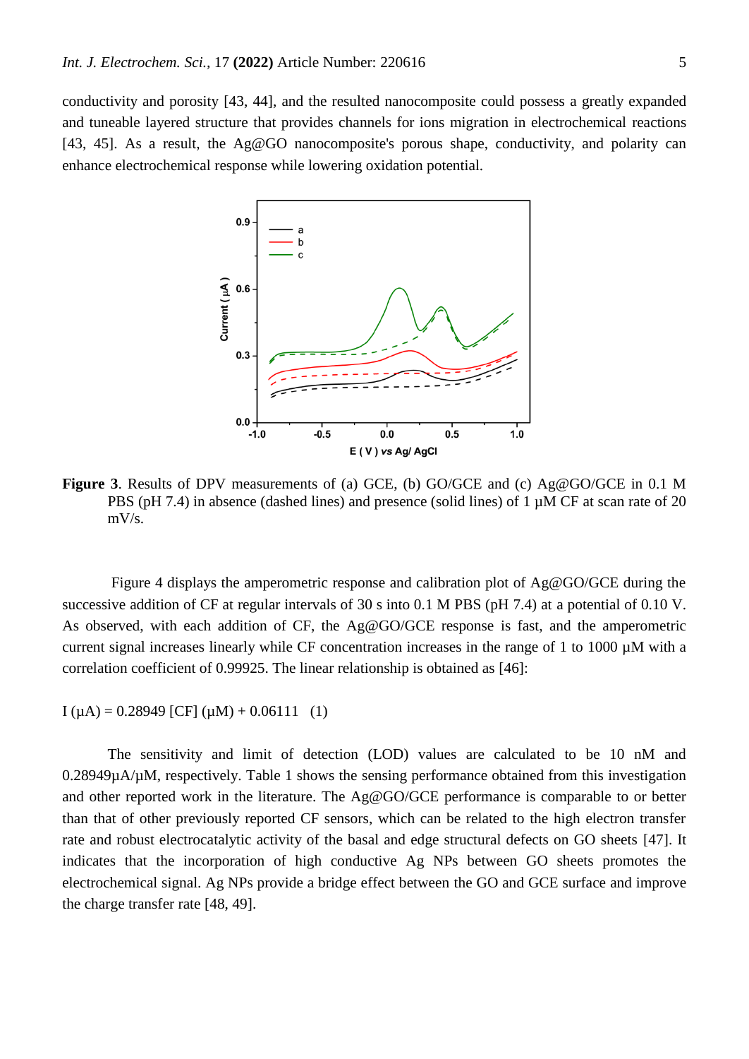conductivity and porosity [43, 44], and the resulted nanocomposite could possess a greatly expanded and tuneable layered structure that provides channels for ions migration in electrochemical reactions [43, 45]. As a result, the Ag@GO nanocomposite's porous shape, conductivity, and polarity can enhance electrochemical response while lowering oxidation potential.

**Figure 3**. Results of DPV measurements of (a) GCE, (b) GO/GCE and (c) Ag@GO/GCE in 0.1 M PBS (pH 7.4) in absence (dashed lines) and presence (solid lines) of 1 µM CF at scan rate of 20 mV/s.

Figure 4 displays the amperometric response and calibration plot of Ag@GO/GCE during the successive addition of CF at regular intervals of 30 s into 0.1 M PBS (pH 7.4) at a potential of 0.10 V. As observed, with each addition of CF, the Ag@GO/GCE response is fast, and the amperometric current signal increases linearly while CF concentration increases in the range of 1 to 1000 µM with a correlation coefficient of 0.99925. The linear relationship is obtained as [46]:

$$I\ (\mu A) = 0.28949\ [CF]\ (\mu M) + 0.06111 \quad (1)$$

The sensitivity and limit of detection (LOD) values are calculated to be 10 nM and 0.28949µA/µM, respectively. Table 1 shows the sensing performance obtained from this investigation and other reported work in the literature. The Ag@GO/GCE performance is comparable to or better than that of other previously reported CF sensors, which can be related to the high electron transfer rate and robust electrocatalytic activity of the basal and edge structural defects on GO sheets [47]. It indicates that the incorporation of high conductive Ag NPs between GO sheets promotes the electrochemical signal. Ag NPs provide a bridge effect between the GO and GCE surface and improve the charge transfer rate [48, 49].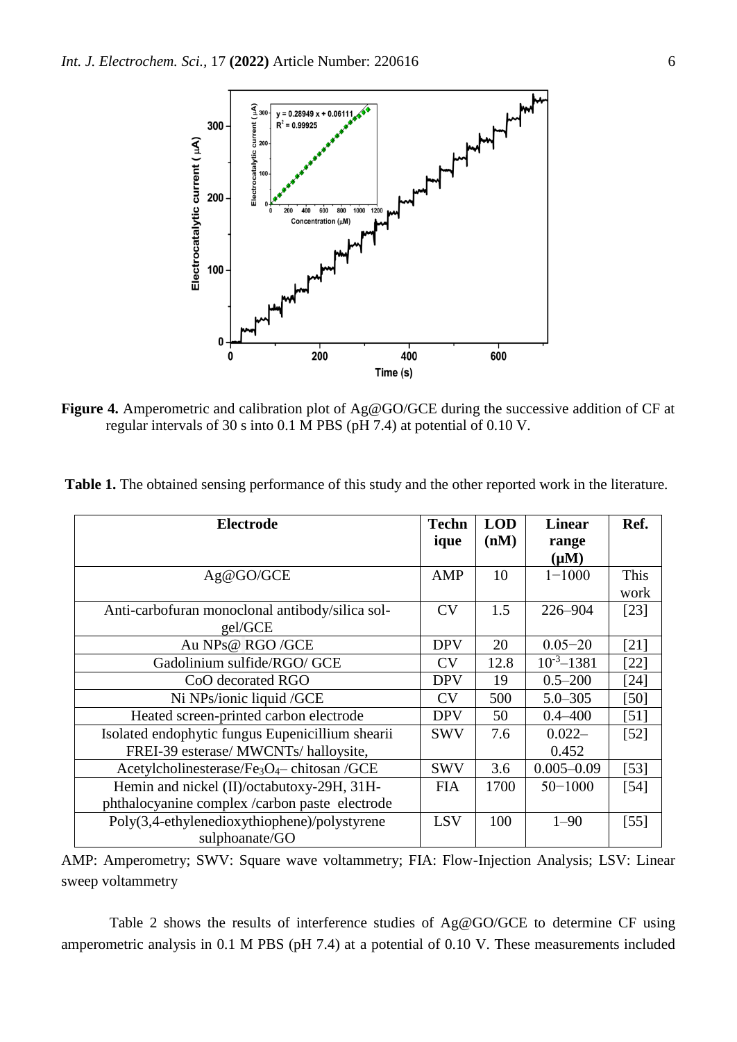**Figure 4.** Amperometric and calibration plot of Ag@GO/GCE during the successive addition of CF at regular intervals of 30 s into 0.1 M PBS (pH 7.4) at potential of 0.10 V.

**Table 1.** The obtained sensing performance of this study and the other reported work in the literature.

| Electrode | Technique | LOD (nM) | Linear range (μM) | Ref. |
|---|---|---|---|---|
| Ag@GO/GCE | AMP | 10 | 1−1000 | This work |
| Anti-carbofuran monoclonal antibody/silica sol-gel/GCE | CV | 1.5 | 226–904 | [23] |
| Au NPs@ RGO /GCE | DPV | 20 | 0.05−20 | [21] |
| Gadolinium sulfide/RGO/ GCE | CV | 12.8 | $10^{-3}$–1381 | [22] |
| CoO decorated RGO | DPV | 19 | 0.5–200 | [24] |
| Ni NPs/ionic liquid /GCE | CV | 500 | 5.0–305 | [50] |
| Heated screen-printed carbon electrode | DPV | 50 | 0.4–400 | [51] |
| Isolated endophytic fungus Eupenicillium shearii FREI-39 esterase/ MWCNTs/ halloysite, | SWV | 7.6 | 0.022–0.452 | [52] |
| Acetylcholinesterase/$Fe_3O_4$– chitosan /GCE | SWV | 3.6 | 0.005–0.09 | [53] |
| Hemin and nickel (II)/octabutoxy-29H, 31H-phthalocyanine complex /carbon paste electrode | FIA | 1700 | 50−1000 | [54] |
| Poly(3,4-ethylenedioxythiophene)/polystyrene sulphoanate/GO | LSV | 100 | 1–90 | [55] |

AMP: Amperometry; SWV: Square wave voltammetry; FIA: Flow-Injection Analysis; LSV: Linear sweep voltammetry

Table 2 shows the results of interference studies of Ag@GO/GCE to determine CF using amperometric analysis in 0.1 M PBS (pH 7.4) at a potential of 0.10 V. These measurements included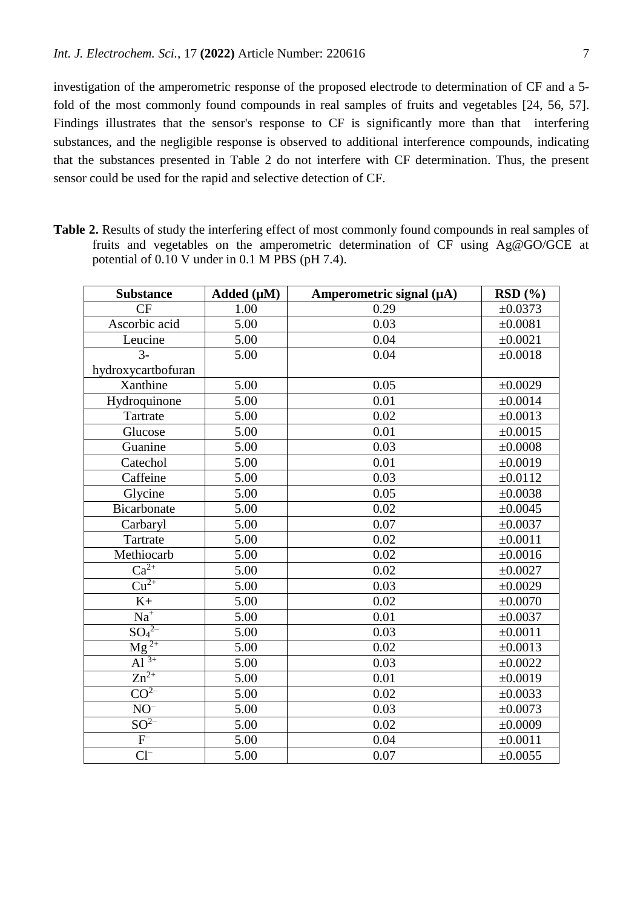investigation of the amperometric response of the proposed electrode to determination of CF and a 5-fold of the most commonly found compounds in real samples of fruits and vegetables [24, 56, 57]. Findings illustrates that the sensor's response to CF is significantly more than that interfering substances, and the negligible response is observed to additional interference compounds, indicating that the substances presented in Table 2 do not interfere with CF determination. Thus, the present sensor could be used for the rapid and selective detection of CF.

**Table 2.** Results of study the interfering effect of most commonly found compounds in real samples of fruits and vegetables on the amperometric determination of CF using Ag@GO/GCE at potential of 0.10 V under in 0.1 M PBS (pH 7.4).

| Substance | Added (μM) | Amperometric signal (μA) | RSD (%) |
|---|---|---|---|
| CF | 1.00 | 0.29 | ±0.0373 |
| Ascorbic acid | 5.00 | 0.03 | ±0.0081 |
| Leucine | 5.00 | 0.04 | ±0.0021 |
| 3-hydroxycartbofuran | 5.00 | 0.04 | ±0.0018 |
| Xanthine | 5.00 | 0.05 | ±0.0029 |
| Hydroquinone | 5.00 | 0.01 | ±0.0014 |
| Tartrate | 5.00 | 0.02 | ±0.0013 |
| Glucose | 5.00 | 0.01 | ±0.0015 |
| Guanine | 5.00 | 0.03 | ±0.0008 |
| Catechol | 5.00 | 0.01 | ±0.0019 |
| Caffeine | 5.00 | 0.03 | ±0.0112 |
| Glycine | 5.00 | 0.05 | ±0.0038 |
| Bicarbonate | 5.00 | 0.02 | ±0.0045 |
| Carbaryl | 5.00 | 0.07 | ±0.0037 |
| Tartrate | 5.00 | 0.02 | ±0.0011 |
| Methiocarb | 5.00 | 0.02 | ±0.0016 |
| $Ca^{2+}$ | 5.00 | 0.02 | ±0.0027 |
| $Cu^{2+}$ | 5.00 | 0.03 | ±0.0029 |
| K+ | 5.00 | 0.02 | ±0.0070 |
| $Na^{+}$ | 5.00 | 0.01 | ±0.0037 |
| $SO_4^{2-}$ | 5.00 | 0.03 | ±0.0011 |
| $Mg^{2+}$ | 5.00 | 0.02 | ±0.0013 |
| $Al^{3+}$ | 5.00 | 0.03 | ±0.0022 |
| $Zn^{2+}$ | 5.00 | 0.01 | ±0.0019 |
| $CO^{2-}$ | 5.00 | 0.02 | ±0.0033 |
| $NO^{-}$ | 5.00 | 0.03 | ±0.0073 |
| $SO^{2-}$ | 5.00 | 0.02 | ±0.0009 |
| $F^{-}$ | 5.00 | 0.04 | ±0.0011 |
| $Cl^{-}$ | 5.00 | 0.07 | ±0.0055 |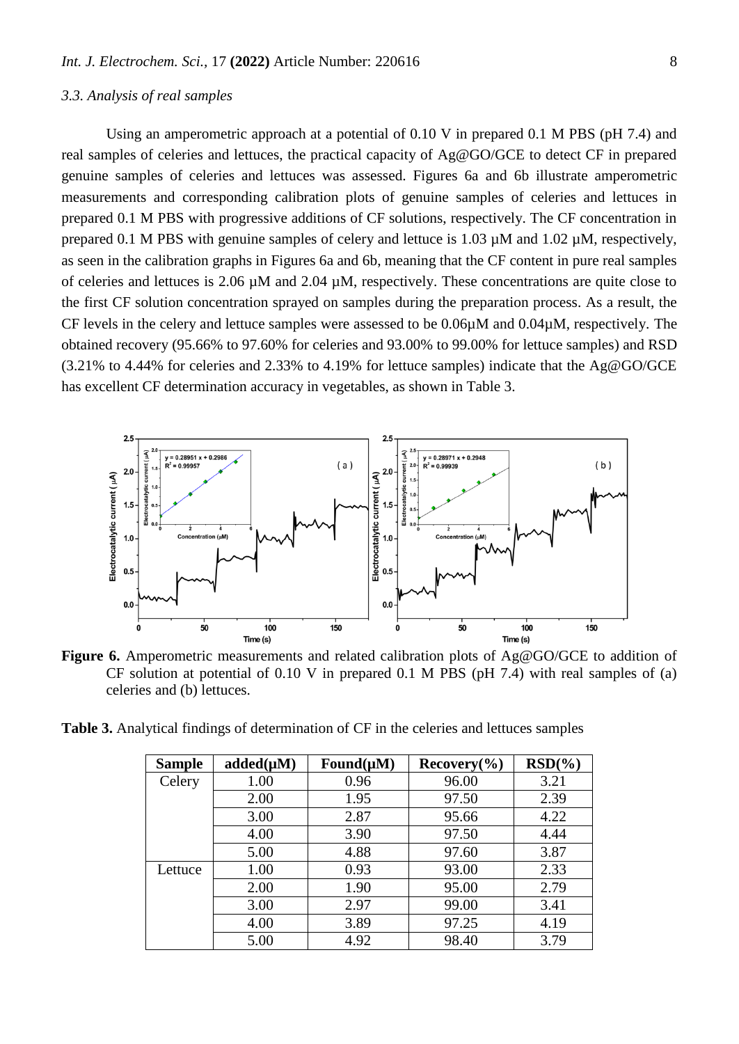### *3.3. Analysis of real samples*

Using an amperometric approach at a potential of 0.10 V in prepared 0.1 M PBS (pH 7.4) and real samples of celeries and lettuces, the practical capacity of Ag@GO/GCE to detect CF in prepared genuine samples of celeries and lettuces was assessed. Figures 6a and 6b illustrate amperometric measurements and corresponding calibration plots of genuine samples of celeries and lettuces in prepared 0.1 M PBS with progressive additions of CF solutions, respectively. The CF concentration in prepared 0.1 M PBS with genuine samples of celery and lettuce is 1.03 µM and 1.02 µM, respectively, as seen in the calibration graphs in Figures 6a and 6b, meaning that the CF content in pure real samples of celeries and lettuces is 2.06 µM and 2.04 µM, respectively. These concentrations are quite close to the first CF solution concentration sprayed on samples during the preparation process. As a result, the CF levels in the celery and lettuce samples were assessed to be 0.06µM and 0.04µM, respectively. The obtained recovery (95.66% to 97.60% for celeries and 93.00% to 99.00% for lettuce samples) and RSD (3.21% to 4.44% for celeries and 2.33% to 4.19% for lettuce samples) indicate that the Ag@GO/GCE has excellent CF determination accuracy in vegetables, as shown in Table 3.

**Figure 6.** Amperometric measurements and related calibration plots of Ag@GO/GCE to addition of CF solution at potential of 0.10 V in prepared 0.1 M PBS (pH 7.4) with real samples of (a) celeries and (b) lettuces.

**Table 3.** Analytical findings of determination of CF in the celeries and lettuces samples

| Sample | added(µM) | Found(µM) | Recovery(%) | RSD(%) |
|---|---|---|---|---|
| Celery | 1.00 | 0.96 | 96.00 | 3.21 |
| | 2.00 | 1.95 | 97.50 | 2.39 |
| | 3.00 | 2.87 | 95.66 | 4.22 |
| | 4.00 | 3.90 | 97.50 | 4.44 |
| | 5.00 | 4.88 | 97.60 | 3.87 |
| Lettuce | 1.00 | 0.93 | 93.00 | 2.33 |
| | 2.00 | 1.90 | 95.00 | 2.79 |
| | 3.00 | 2.97 | 99.00 | 3.41 |
| | 4.00 | 3.89 | 97.25 | 4.19 |
| | 5.00 | 4.92 | 98.40 | 3.79 |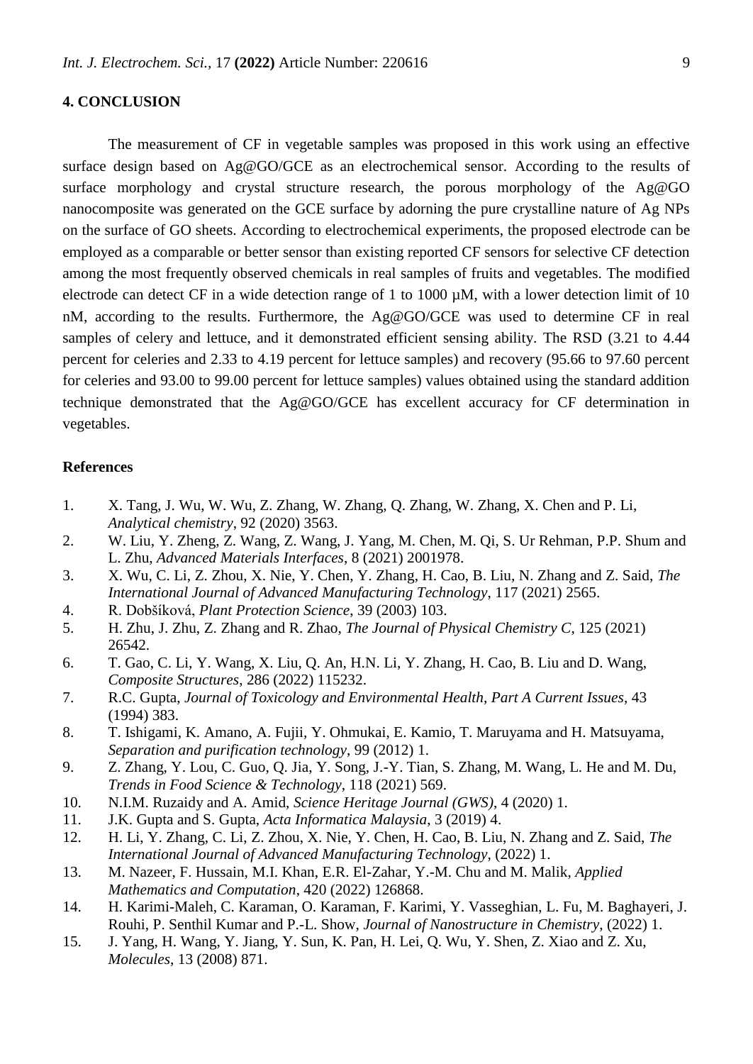## 4. CONCLUSION

The measurement of CF in vegetable samples was proposed in this work using an effective surface design based on Ag@GO/GCE as an electrochemical sensor. According to the results of surface morphology and crystal structure research, the porous morphology of the Ag@GO nanocomposite was generated on the GCE surface by adorning the pure crystalline nature of Ag NPs on the surface of GO sheets. According to electrochemical experiments, the proposed electrode can be employed as a comparable or better sensor than existing reported CF sensors for selective CF detection among the most frequently observed chemicals in real samples of fruits and vegetables. The modified electrode can detect CF in a wide detection range of 1 to 1000 µM, with a lower detection limit of 10 nM, according to the results. Furthermore, the Ag@GO/GCE was used to determine CF in real samples of celery and lettuce, and it demonstrated efficient sensing ability. The RSD (3.21 to 4.44 percent for celeries and 2.33 to 4.19 percent for lettuce samples) and recovery (95.66 to 97.60 percent for celeries and 93.00 to 99.00 percent for lettuce samples) values obtained using the standard addition technique demonstrated that the Ag@GO/GCE has excellent accuracy for CF determination in vegetables.

## References

1. X. Tang, J. Wu, W. Wu, Z. Zhang, W. Zhang, Q. Zhang, W. Zhang, X. Chen and P. Li, *Analytical chemistry*, 92 (2020) 3563.
2. W. Liu, Y. Zheng, Z. Wang, Z. Wang, J. Yang, M. Chen, M. Qi, S. Ur Rehman, P.P. Shum and L. Zhu, *Advanced Materials Interfaces*, 8 (2021) 2001978.
3. X. Wu, C. Li, Z. Zhou, X. Nie, Y. Chen, Y. Zhang, H. Cao, B. Liu, N. Zhang and Z. Said, *The International Journal of Advanced Manufacturing Technology*, 117 (2021) 2565.
4. R. Dobšíková, *Plant Protection Science*, 39 (2003) 103.
5. H. Zhu, J. Zhu, Z. Zhang and R. Zhao, *The Journal of Physical Chemistry C*, 125 (2021) 26542.
6. T. Gao, C. Li, Y. Wang, X. Liu, Q. An, H.N. Li, Y. Zhang, H. Cao, B. Liu and D. Wang, *Composite Structures*, 286 (2022) 115232.
7. R.C. Gupta, *Journal of Toxicology and Environmental Health, Part A Current Issues*, 43 (1994) 383.
8. T. Ishigami, K. Amano, A. Fujii, Y. Ohmukai, E. Kamio, T. Maruyama and H. Matsuyama, *Separation and purification technology*, 99 (2012) 1.
9. Z. Zhang, Y. Lou, C. Guo, Q. Jia, Y. Song, J.-Y. Tian, S. Zhang, M. Wang, L. He and M. Du, *Trends in Food Science & Technology*, 118 (2021) 569.
10. N.I.M. Ruzaidy and A. Amid, *Science Heritage Journal (GWS)*, 4 (2020) 1.
11. J.K. Gupta and S. Gupta, *Acta Informatica Malaysia*, 3 (2019) 4.
12. H. Li, Y. Zhang, C. Li, Z. Zhou, X. Nie, Y. Chen, H. Cao, B. Liu, N. Zhang and Z. Said, *The International Journal of Advanced Manufacturing Technology*, (2022) 1.
13. M. Nazeer, F. Hussain, M.I. Khan, E.R. El-Zahar, Y.-M. Chu and M. Malik, *Applied Mathematics and Computation*, 420 (2022) 126868.
14. H. Karimi-Maleh, C. Karaman, O. Karaman, F. Karimi, Y. Vasseghian, L. Fu, M. Baghayeri, J. Rouhi, P. Senthil Kumar and P.-L. Show, *Journal of Nanostructure in Chemistry*, (2022) 1.
15. J. Yang, H. Wang, Y. Jiang, Y. Sun, K. Pan, H. Lei, Q. Wu, Y. Shen, Z. Xiao and Z. Xu, *Molecules*, 13 (2008) 871.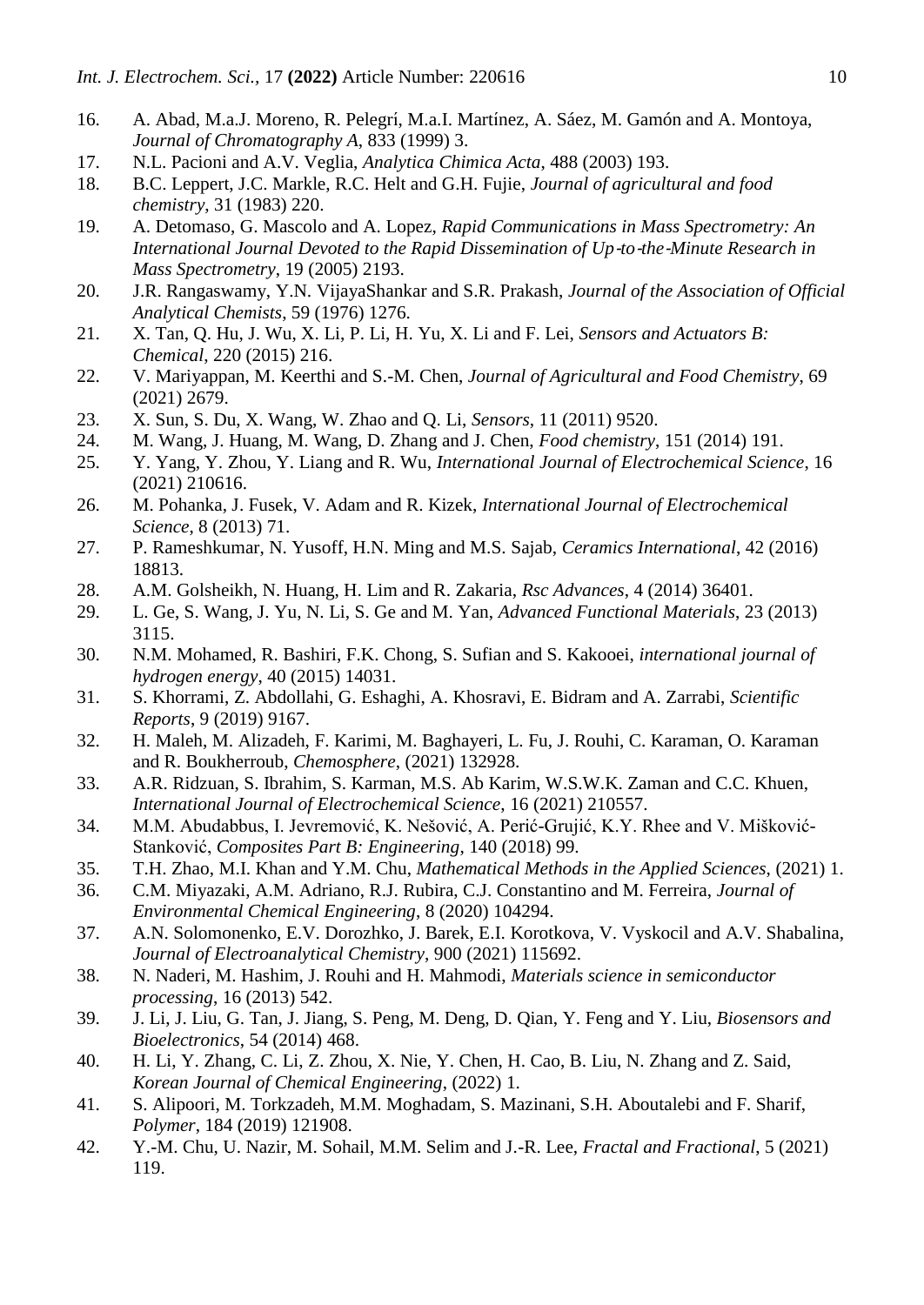16. A. Abad, M.a.J. Moreno, R. Pelegrí, M.a.I. Martínez, A. Sáez, M. Gamón and A. Montoya, *Journal of Chromatography A*, 833 (1999) 3.
17. N.L. Pacioni and A.V. Veglia, *Analytica Chimica Acta*, 488 (2003) 193.
18. B.C. Leppert, J.C. Markle, R.C. Helt and G.H. Fujie, *Journal of agricultural and food chemistry*, 31 (1983) 220.
19. A. Detomaso, G. Mascolo and A. Lopez, *Rapid Communications in Mass Spectrometry: An International Journal Devoted to the Rapid Dissemination of Up-to-the-Minute Research in Mass Spectrometry*, 19 (2005) 2193.
20. J.R. Rangaswamy, Y.N. VijayaShankar and S.R. Prakash, *Journal of the Association of Official Analytical Chemists*, 59 (1976) 1276.
21. X. Tan, Q. Hu, J. Wu, X. Li, P. Li, H. Yu, X. Li and F. Lei, *Sensors and Actuators B: Chemical*, 220 (2015) 216.
22. V. Mariyappan, M. Keerthi and S.-M. Chen, *Journal of Agricultural and Food Chemistry*, 69 (2021) 2679.
23. X. Sun, S. Du, X. Wang, W. Zhao and Q. Li, *Sensors*, 11 (2011) 9520.
24. M. Wang, J. Huang, M. Wang, D. Zhang and J. Chen, *Food chemistry*, 151 (2014) 191.
25. Y. Yang, Y. Zhou, Y. Liang and R. Wu, *International Journal of Electrochemical Science*, 16 (2021) 210616.
26. M. Pohanka, J. Fusek, V. Adam and R. Kizek, *International Journal of Electrochemical Science*, 8 (2013) 71.
27. P. Rameshkumar, N. Yusoff, H.N. Ming and M.S. Sajab, *Ceramics International*, 42 (2016) 18813.
28. A.M. Golsheikh, N. Huang, H. Lim and R. Zakaria, *Rsc Advances*, 4 (2014) 36401.
29. L. Ge, S. Wang, J. Yu, N. Li, S. Ge and M. Yan, *Advanced Functional Materials*, 23 (2013) 3115.
30. N.M. Mohamed, R. Bashiri, F.K. Chong, S. Sufian and S. Kakooei, *international journal of hydrogen energy*, 40 (2015) 14031.
31. S. Khorrami, Z. Abdollahi, G. Eshaghi, A. Khosravi, E. Bidram and A. Zarrabi, *Scientific Reports*, 9 (2019) 9167.
32. H. Maleh, M. Alizadeh, F. Karimi, M. Baghayeri, L. Fu, J. Rouhi, C. Karaman, O. Karaman and R. Boukherroub, *Chemosphere*, (2021) 132928.
33. A.R. Ridzuan, S. Ibrahim, S. Karman, M.S. Ab Karim, W.S.W.K. Zaman and C.C. Khuen, *International Journal of Electrochemical Science*, 16 (2021) 210557.
34. M.M. Abudabbus, I. Jevremović, K. Nešović, A. Perić-Grujić, K.Y. Rhee and V. Mišković-Stanković, *Composites Part B: Engineering*, 140 (2018) 99.
35. T.H. Zhao, M.I. Khan and Y.M. Chu, *Mathematical Methods in the Applied Sciences*, (2021) 1.
36. C.M. Miyazaki, A.M. Adriano, R.J. Rubira, C.J. Constantino and M. Ferreira, *Journal of Environmental Chemical Engineering*, 8 (2020) 104294.
37. A.N. Solomonenko, E.V. Dorozhko, J. Barek, E.I. Korotkova, V. Vyskocil and A.V. Shabalina, *Journal of Electroanalytical Chemistry*, 900 (2021) 115692.
38. N. Naderi, M. Hashim, J. Rouhi and H. Mahmodi, *Materials science in semiconductor processing*, 16 (2013) 542.
39. J. Li, J. Liu, G. Tan, J. Jiang, S. Peng, M. Deng, D. Qian, Y. Feng and Y. Liu, *Biosensors and Bioelectronics*, 54 (2014) 468.
40. H. Li, Y. Zhang, C. Li, Z. Zhou, X. Nie, Y. Chen, H. Cao, B. Liu, N. Zhang and Z. Said, *Korean Journal of Chemical Engineering*, (2022) 1.
41. S. Alipoori, M. Torkzadeh, M.M. Moghadam, S. Mazinani, S.H. Aboutalebi and F. Sharif, *Polymer*, 184 (2019) 121908.
42. Y.-M. Chu, U. Nazir, M. Sohail, M.M. Selim and J.-R. Lee, *Fractal and Fractional*, 5 (2021) 119.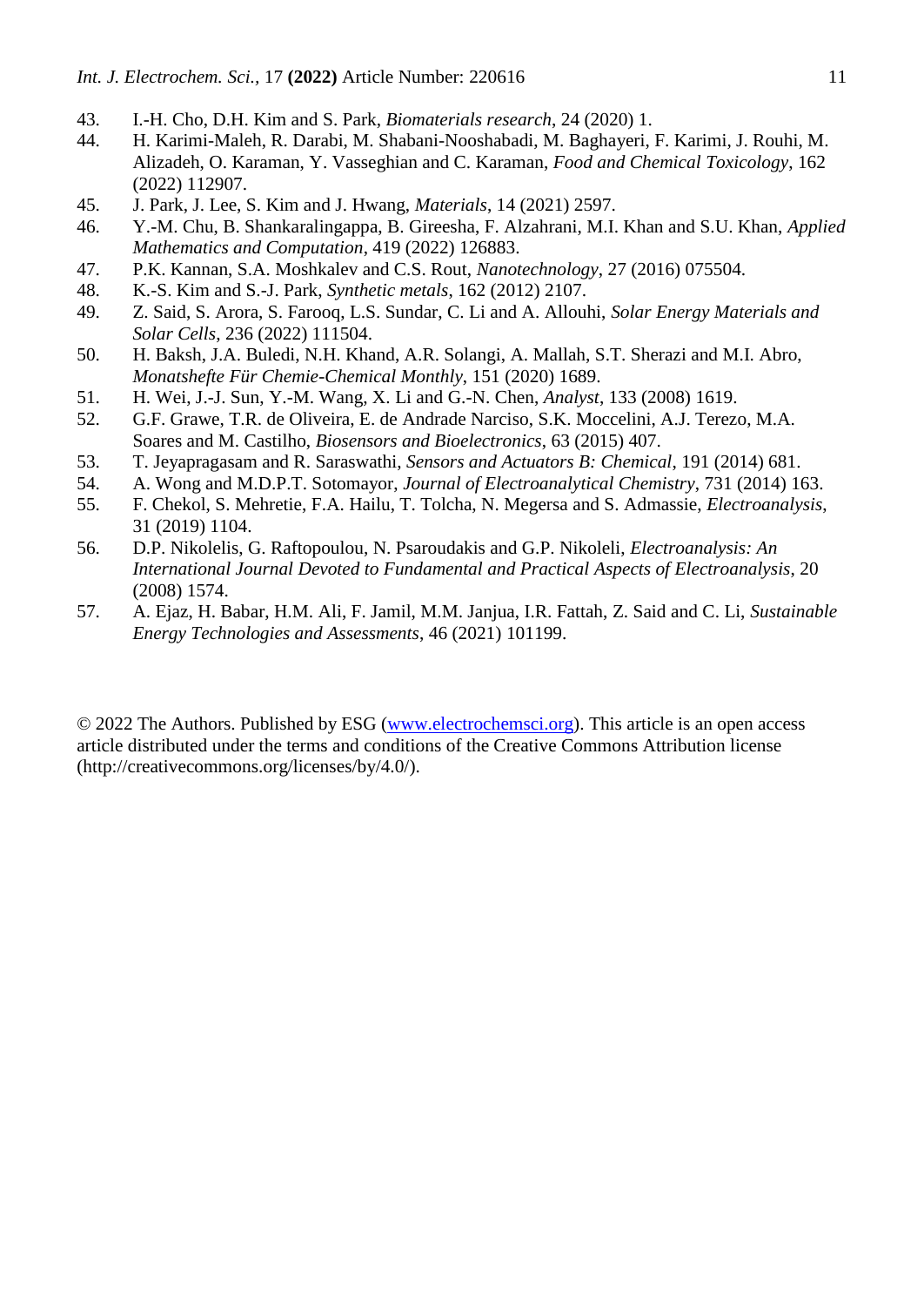43. I.-H. Cho, D.H. Kim and S. Park, *Biomaterials research*, 24 (2020) 1.
44. H. Karimi-Maleh, R. Darabi, M. Shabani-Nooshabadi, M. Baghayeri, F. Karimi, J. Rouhi, M. Alizadeh, O. Karaman, Y. Vasseghian and C. Karaman, *Food and Chemical Toxicology*, 162 (2022) 112907.
45. J. Park, J. Lee, S. Kim and J. Hwang, *Materials*, 14 (2021) 2597.
46. Y.-M. Chu, B. Shankaralingappa, B. Gireesha, F. Alzahrani, M.I. Khan and S.U. Khan, *Applied Mathematics and Computation*, 419 (2022) 126883.
47. P.K. Kannan, S.A. Moshkalev and C.S. Rout, *Nanotechnology*, 27 (2016) 075504.
48. K.-S. Kim and S.-J. Park, *Synthetic metals*, 162 (2012) 2107.
49. Z. Said, S. Arora, S. Farooq, L.S. Sundar, C. Li and A. Allouhi, *Solar Energy Materials and Solar Cells*, 236 (2022) 111504.
50. H. Baksh, J.A. Buledi, N.H. Khand, A.R. Solangi, A. Mallah, S.T. Sherazi and M.I. Abro, *Monatshefte Für Chemie-Chemical Monthly*, 151 (2020) 1689.
51. H. Wei, J.-J. Sun, Y.-M. Wang, X. Li and G.-N. Chen, *Analyst*, 133 (2008) 1619.
52. G.F. Grawe, T.R. de Oliveira, E. de Andrade Narciso, S.K. Moccelini, A.J. Terezo, M.A. Soares and M. Castilho, *Biosensors and Bioelectronics*, 63 (2015) 407.
53. T. Jeyapragasam and R. Saraswathi, *Sensors and Actuators B: Chemical*, 191 (2014) 681.
54. A. Wong and M.D.P.T. Sotomayor, *Journal of Electroanalytical Chemistry*, 731 (2014) 163.
55. F. Chekol, S. Mehretie, F.A. Hailu, T. Tolcha, N. Megersa and S. Admassie, *Electroanalysis*, 31 (2019) 1104.
56. D.P. Nikolelis, G. Raftopoulou, N. Psaroudakis and G.P. Nikoleli, *Electroanalysis: An International Journal Devoted to Fundamental and Practical Aspects of Electroanalysis*, 20 (2008) 1574.
57. A. Ejaz, H. Babar, H.M. Ali, F. Jamil, M.M. Janjua, I.R. Fattah, Z. Said and C. Li, *Sustainable Energy Technologies and Assessments*, 46 (2021) 101199.

© 2022 The Authors. Published by ESG (www.electrochemsci.org). This article is an open access article distributed under the terms and conditions of the Creative Commons Attribution license (http://creativecommons.org/licenses/by/4.0/).